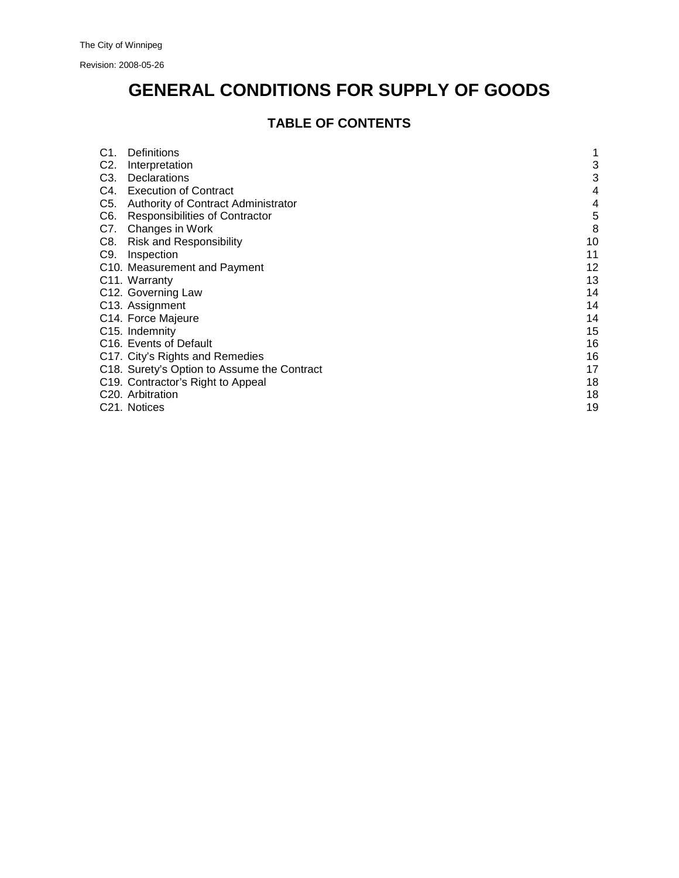The City of Winnipeg

Revision: 2008-05-26

# GENERAL CONDITIONS FOR SUPPLY OF GOODS

## TABLE OF CONTENTS

| | |
|---|---|
| C1. Definitions | 1 |
| C2. Interpretation | 3 |
| C3. Declarations | 3 |
| C4. Execution of Contract | 4 |
| C5. Authority of Contract Administrator | 4 |
| C6. Responsibilities of Contractor | 5 |
| C7. Changes in Work | 8 |
| C8. Risk and Responsibility | 10 |
| C9. Inspection | 11 |
| C10. Measurement and Payment | 12 |
| C11. Warranty | 13 |
| C12. Governing Law | 14 |
| C13. Assignment | 14 |
| C14. Force Majeure | 14 |
| C15. Indemnity | 15 |
| C16. Events of Default | 16 |
| C17. City's Rights and Remedies | 16 |
| C18. Surety's Option to Assume the Contract | 17 |
| C19. Contractor's Right to Appeal | 18 |
| C20. Arbitration | 18 |
| C21. Notices | 19 |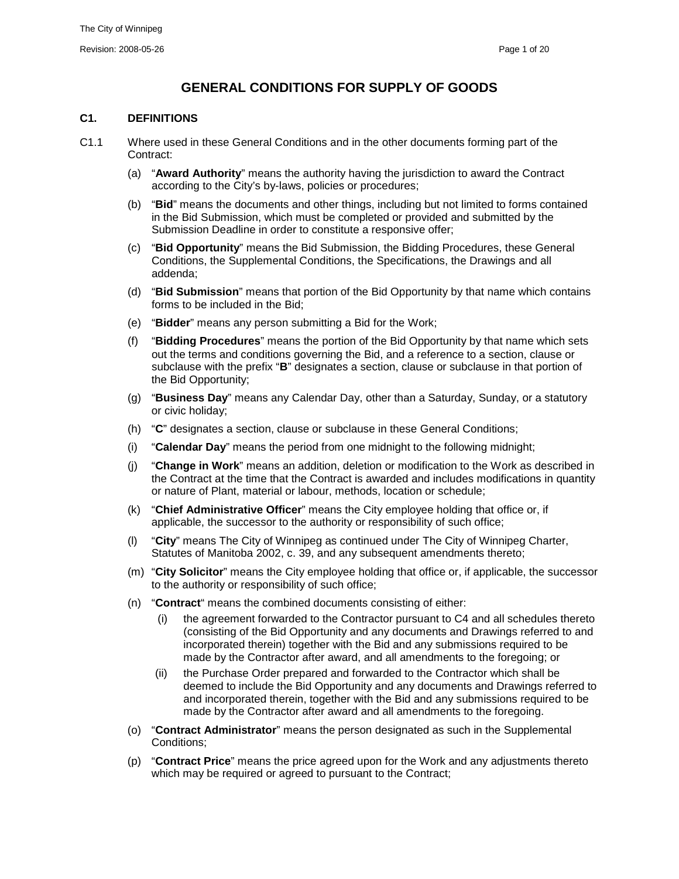# GENERAL CONDITIONS FOR SUPPLY OF GOODS

## C1. DEFINITIONS

C1.1 Where used in these General Conditions and in the other documents forming part of the Contract:

(a) "**Award Authority**" means the authority having the jurisdiction to award the Contract according to the City's by-laws, policies or procedures;

(b) "**Bid**" means the documents and other things, including but not limited to forms contained in the Bid Submission, which must be completed or provided and submitted by the Submission Deadline in order to constitute a responsive offer;

(c) "**Bid Opportunity**" means the Bid Submission, the Bidding Procedures, these General Conditions, the Supplemental Conditions, the Specifications, the Drawings and all addenda;

(d) "**Bid Submission**" means that portion of the Bid Opportunity by that name which contains forms to be included in the Bid;

(e) "**Bidder**" means any person submitting a Bid for the Work;

(f) "**Bidding Procedures**" means the portion of the Bid Opportunity by that name which sets out the terms and conditions governing the Bid, and a reference to a section, clause or subclause with the prefix "**B**" designates a section, clause or subclause in that portion of the Bid Opportunity;

(g) "**Business Day**" means any Calendar Day, other than a Saturday, Sunday, or a statutory or civic holiday;

(h) "**C**" designates a section, clause or subclause in these General Conditions;

(i) "**Calendar Day**" means the period from one midnight to the following midnight;

(j) "**Change in Work**" means an addition, deletion or modification to the Work as described in the Contract at the time that the Contract is awarded and includes modifications in quantity or nature of Plant, material or labour, methods, location or schedule;

(k) "**Chief Administrative Officer**" means the City employee holding that office or, if applicable, the successor to the authority or responsibility of such office;

(l) "**City**" means The City of Winnipeg as continued under The City of Winnipeg Charter, Statutes of Manitoba 2002, c. 39, and any subsequent amendments thereto;

(m) "**City Solicitor**" means the City employee holding that office or, if applicable, the successor to the authority or responsibility of such office;

(n) "**Contract**" means the combined documents consisting of either:

  (i) the agreement forwarded to the Contractor pursuant to C4 and all schedules thereto (consisting of the Bid Opportunity and any documents and Drawings referred to and incorporated therein) together with the Bid and any submissions required to be made by the Contractor after award, and all amendments to the foregoing; or

  (ii) the Purchase Order prepared and forwarded to the Contractor which shall be deemed to include the Bid Opportunity and any documents and Drawings referred to and incorporated therein, together with the Bid and any submissions required to be made by the Contractor after award and all amendments to the foregoing.

(o) "**Contract Administrator**" means the person designated as such in the Supplemental Conditions;

(p) "**Contract Price**" means the price agreed upon for the Work and any adjustments thereto which may be required or agreed to pursuant to the Contract;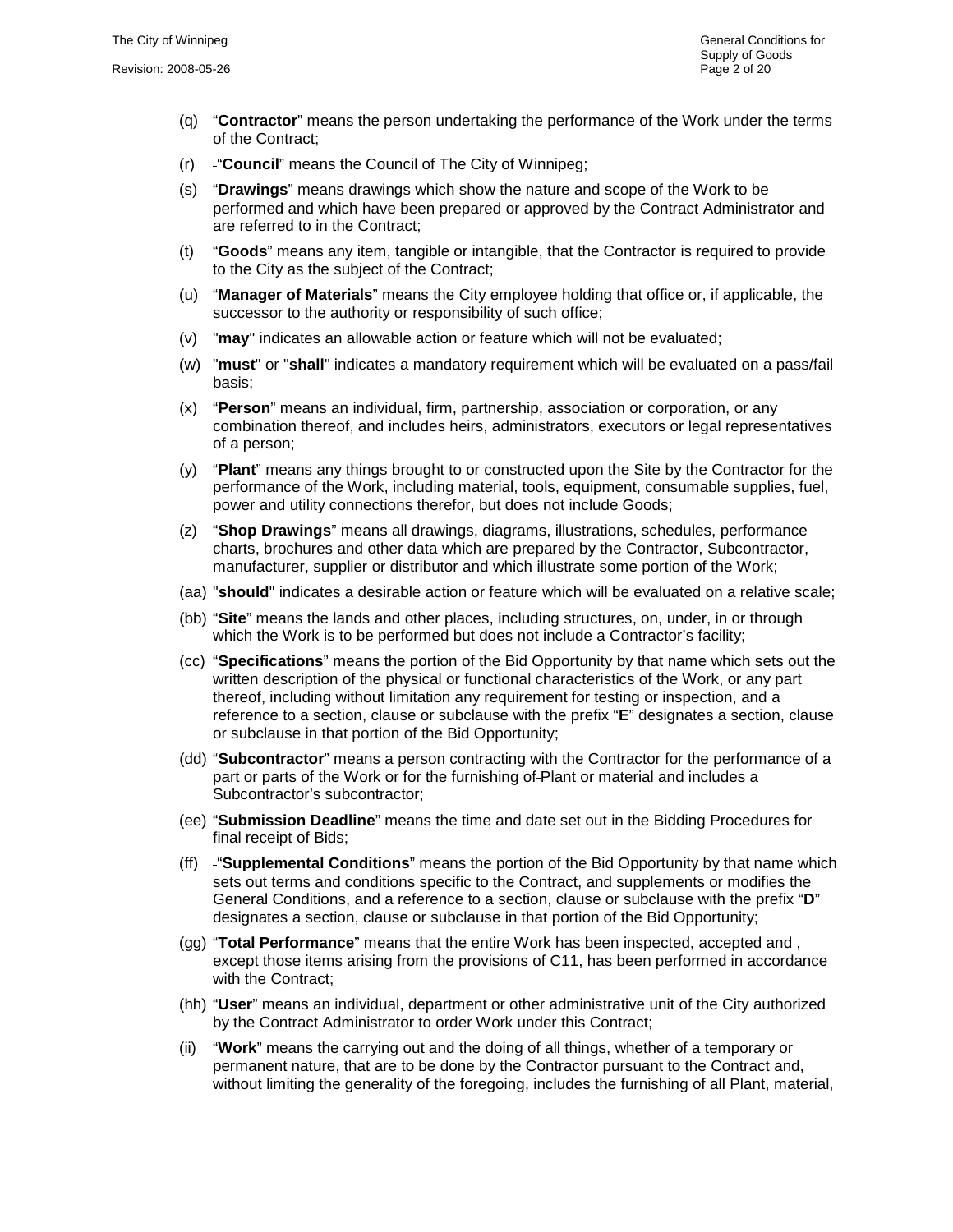(q) "**Contractor**" means the person undertaking the performance of the Work under the terms of the Contract;

(r) "**Council**" means the Council of The City of Winnipeg;

(s) "**Drawings**" means drawings which show the nature and scope of the Work to be performed and which have been prepared or approved by the Contract Administrator and are referred to in the Contract;

(t) "**Goods**" means any item, tangible or intangible, that the Contractor is required to provide to the City as the subject of the Contract;

(u) "**Manager of Materials**" means the City employee holding that office or, if applicable, the successor to the authority or responsibility of such office;

(v) "**may**" indicates an allowable action or feature which will not be evaluated;

(w) "**must**" or "**shall**" indicates a mandatory requirement which will be evaluated on a pass/fail basis;

(x) "**Person**" means an individual, firm, partnership, association or corporation, or any combination thereof, and includes heirs, administrators, executors or legal representatives of a person;

(y) "**Plant**" means any things brought to or constructed upon the Site by the Contractor for the performance of the Work, including material, tools, equipment, consumable supplies, fuel, power and utility connections therefor, but does not include Goods;

(z) "**Shop Drawings**" means all drawings, diagrams, illustrations, schedules, performance charts, brochures and other data which are prepared by the Contractor, Subcontractor, manufacturer, supplier or distributor and which illustrate some portion of the Work;

(aa) "**should**" indicates a desirable action or feature which will be evaluated on a relative scale;

(bb) "**Site**" means the lands and other places, including structures, on, under, in or through which the Work is to be performed but does not include a Contractor's facility;

(cc) "**Specifications**" means the portion of the Bid Opportunity by that name which sets out the written description of the physical or functional characteristics of the Work, or any part thereof, including without limitation any requirement for testing or inspection, and a reference to a section, clause or subclause with the prefix "**E**" designates a section, clause or subclause in that portion of the Bid Opportunity;

(dd) "**Subcontractor**" means a person contracting with the Contractor for the performance of a part or parts of the Work or for the furnishing of Plant or material and includes a Subcontractor's subcontractor;

(ee) "**Submission Deadline**" means the time and date set out in the Bidding Procedures for final receipt of Bids;

(ff) "**Supplemental Conditions**" means the portion of the Bid Opportunity by that name which sets out terms and conditions specific to the Contract, and supplements or modifies the General Conditions, and a reference to a section, clause or subclause with the prefix "**D**" designates a section, clause or subclause in that portion of the Bid Opportunity;

(gg) "**Total Performance**" means that the entire Work has been inspected, accepted and , except those items arising from the provisions of C11, has been performed in accordance with the Contract;

(hh) "**User**" means an individual, department or other administrative unit of the City authorized by the Contract Administrator to order Work under this Contract;

(ii) "**Work**" means the carrying out and the doing of all things, whether of a temporary or permanent nature, that are to be done by the Contractor pursuant to the Contract and, without limiting the generality of the foregoing, includes the furnishing of all Plant, material,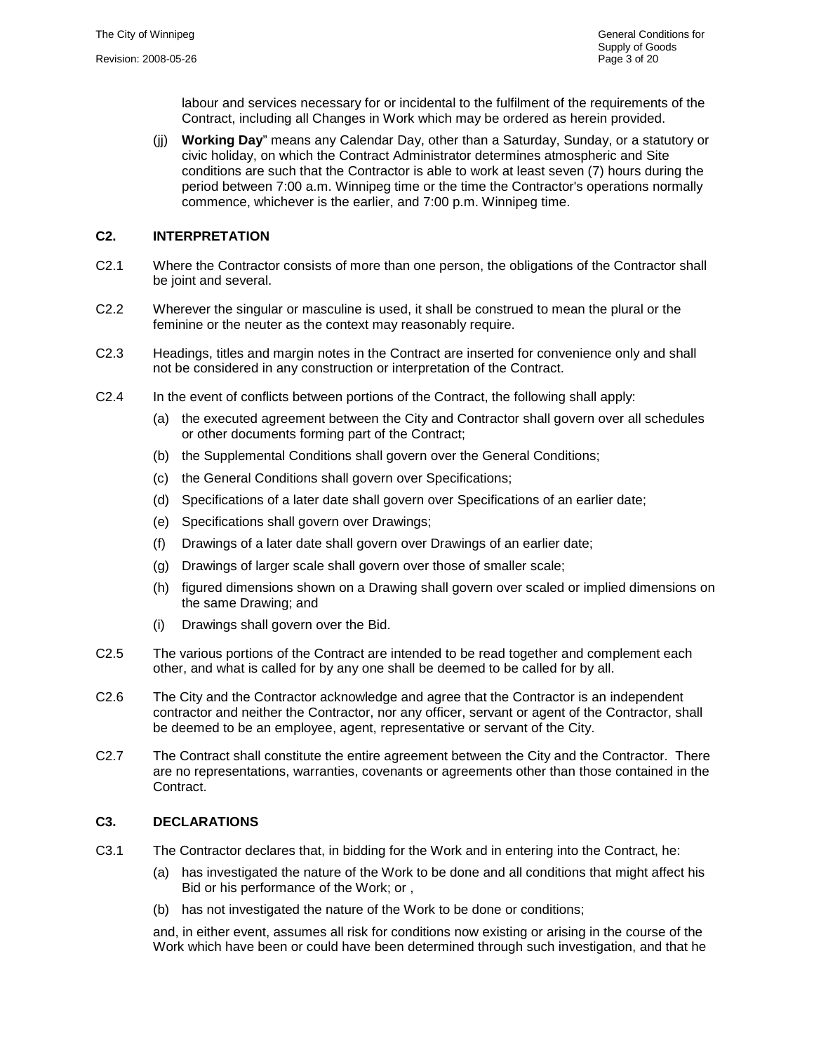labour and services necessary for or incidental to the fulfilment of the requirements of the Contract, including all Changes in Work which may be ordered as herein provided.

(jj) **Working Day**" means any Calendar Day, other than a Saturday, Sunday, or a statutory or civic holiday, on which the Contract Administrator determines atmospheric and Site conditions are such that the Contractor is able to work at least seven (7) hours during the period between 7:00 a.m. Winnipeg time or the time the Contractor's operations normally commence, whichever is the earlier, and 7:00 p.m. Winnipeg time.

## C2. INTERPRETATION

C2.1 Where the Contractor consists of more than one person, the obligations of the Contractor shall be joint and several.

C2.2 Wherever the singular or masculine is used, it shall be construed to mean the plural or the feminine or the neuter as the context may reasonably require.

C2.3 Headings, titles and margin notes in the Contract are inserted for convenience only and shall not be considered in any construction or interpretation of the Contract.

C2.4 In the event of conflicts between portions of the Contract, the following shall apply:

(a) the executed agreement between the City and Contractor shall govern over all schedules or other documents forming part of the Contract;

(b) the Supplemental Conditions shall govern over the General Conditions;

(c) the General Conditions shall govern over Specifications;

(d) Specifications of a later date shall govern over Specifications of an earlier date;

(e) Specifications shall govern over Drawings;

(f) Drawings of a later date shall govern over Drawings of an earlier date;

(g) Drawings of larger scale shall govern over those of smaller scale;

(h) figured dimensions shown on a Drawing shall govern over scaled or implied dimensions on the same Drawing; and

(i) Drawings shall govern over the Bid.

C2.5 The various portions of the Contract are intended to be read together and complement each other, and what is called for by any one shall be deemed to be called for by all.

C2.6 The City and the Contractor acknowledge and agree that the Contractor is an independent contractor and neither the Contractor, nor any officer, servant or agent of the Contractor, shall be deemed to be an employee, agent, representative or servant of the City.

C2.7 The Contract shall constitute the entire agreement between the City and the Contractor. There are no representations, warranties, covenants or agreements other than those contained in the Contract.

## C3. DECLARATIONS

C3.1 The Contractor declares that, in bidding for the Work and in entering into the Contract, he:

(a) has investigated the nature of the Work to be done and all conditions that might affect his Bid or his performance of the Work; or ,

(b) has not investigated the nature of the Work to be done or conditions;

and, in either event, assumes all risk for conditions now existing or arising in the course of the Work which have been or could have been determined through such investigation, and that he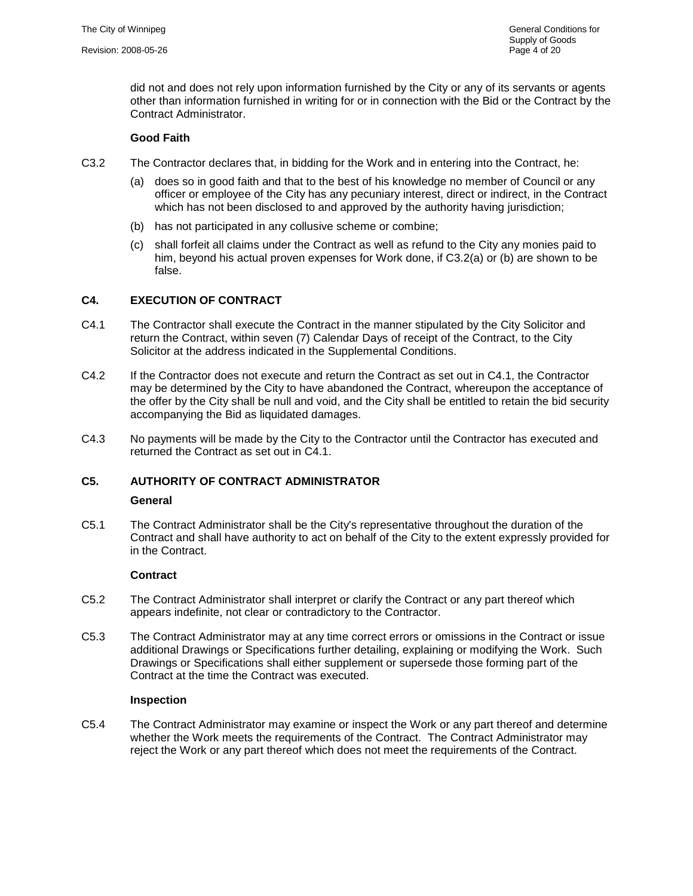did not and does not rely upon information furnished by the City or any of its servants or agents other than information furnished in writing for or in connection with the Bid or the Contract by the Contract Administrator.

**Good Faith**

C3.2 The Contractor declares that, in bidding for the Work and in entering into the Contract, he:

(a) does so in good faith and that to the best of his knowledge no member of Council or any officer or employee of the City has any pecuniary interest, direct or indirect, in the Contract which has not been disclosed to and approved by the authority having jurisdiction;

(b) has not participated in any collusive scheme or combine;

(c) shall forfeit all claims under the Contract as well as refund to the City any monies paid to him, beyond his actual proven expenses for Work done, if C3.2(a) or (b) are shown to be false.

## C4. EXECUTION OF CONTRACT

C4.1 The Contractor shall execute the Contract in the manner stipulated by the City Solicitor and return the Contract, within seven (7) Calendar Days of receipt of the Contract, to the City Solicitor at the address indicated in the Supplemental Conditions.

C4.2 If the Contractor does not execute and return the Contract as set out in C4.1, the Contractor may be determined by the City to have abandoned the Contract, whereupon the acceptance of the offer by the City shall be null and void, and the City shall be entitled to retain the bid security accompanying the Bid as liquidated damages.

C4.3 No payments will be made by the City to the Contractor until the Contractor has executed and returned the Contract as set out in C4.1.

## C5. AUTHORITY OF CONTRACT ADMINISTRATOR

**General**

C5.1 The Contract Administrator shall be the City's representative throughout the duration of the Contract and shall have authority to act on behalf of the City to the extent expressly provided for in the Contract.

**Contract**

C5.2 The Contract Administrator shall interpret or clarify the Contract or any part thereof which appears indefinite, not clear or contradictory to the Contractor.

C5.3 The Contract Administrator may at any time correct errors or omissions in the Contract or issue additional Drawings or Specifications further detailing, explaining or modifying the Work. Such Drawings or Specifications shall either supplement or supersede those forming part of the Contract at the time the Contract was executed.

**Inspection**

C5.4 The Contract Administrator may examine or inspect the Work or any part thereof and determine whether the Work meets the requirements of the Contract. The Contract Administrator may reject the Work or any part thereof which does not meet the requirements of the Contract.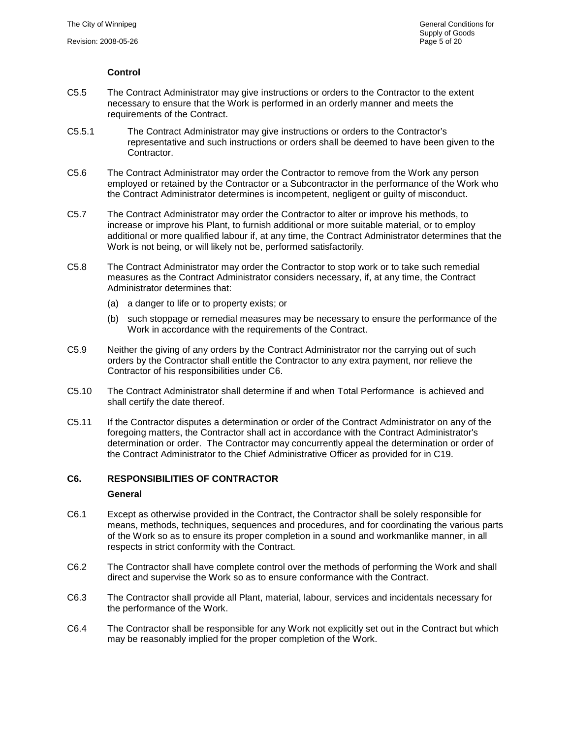**Control**

C5.5 The Contract Administrator may give instructions or orders to the Contractor to the extent necessary to ensure that the Work is performed in an orderly manner and meets the requirements of the Contract.

C5.5.1 The Contract Administrator may give instructions or orders to the Contractor's representative and such instructions or orders shall be deemed to have been given to the Contractor.

C5.6 The Contract Administrator may order the Contractor to remove from the Work any person employed or retained by the Contractor or a Subcontractor in the performance of the Work who the Contract Administrator determines is incompetent, negligent or guilty of misconduct.

C5.7 The Contract Administrator may order the Contractor to alter or improve his methods, to increase or improve his Plant, to furnish additional or more suitable material, or to employ additional or more qualified labour if, at any time, the Contract Administrator determines that the Work is not being, or will likely not be, performed satisfactorily.

C5.8 The Contract Administrator may order the Contractor to stop work or to take such remedial measures as the Contract Administrator considers necessary, if, at any time, the Contract Administrator determines that:

(a) a danger to life or to property exists; or

(b) such stoppage or remedial measures may be necessary to ensure the performance of the Work in accordance with the requirements of the Contract.

C5.9 Neither the giving of any orders by the Contract Administrator nor the carrying out of such orders by the Contractor shall entitle the Contractor to any extra payment, nor relieve the Contractor of his responsibilities under C6.

C5.10 The Contract Administrator shall determine if and when Total Performance is achieved and shall certify the date thereof.

C5.11 If the Contractor disputes a determination or order of the Contract Administrator on any of the foregoing matters, the Contractor shall act in accordance with the Contract Administrator's determination or order. The Contractor may concurrently appeal the determination or order of the Contract Administrator to the Chief Administrative Officer as provided for in C19.

## C6. RESPONSIBILITIES OF CONTRACTOR

**General**

C6.1 Except as otherwise provided in the Contract, the Contractor shall be solely responsible for means, methods, techniques, sequences and procedures, and for coordinating the various parts of the Work so as to ensure its proper completion in a sound and workmanlike manner, in all respects in strict conformity with the Contract.

C6.2 The Contractor shall have complete control over the methods of performing the Work and shall direct and supervise the Work so as to ensure conformance with the Contract.

C6.3 The Contractor shall provide all Plant, material, labour, services and incidentals necessary for the performance of the Work.

C6.4 The Contractor shall be responsible for any Work not explicitly set out in the Contract but which may be reasonably implied for the proper completion of the Work.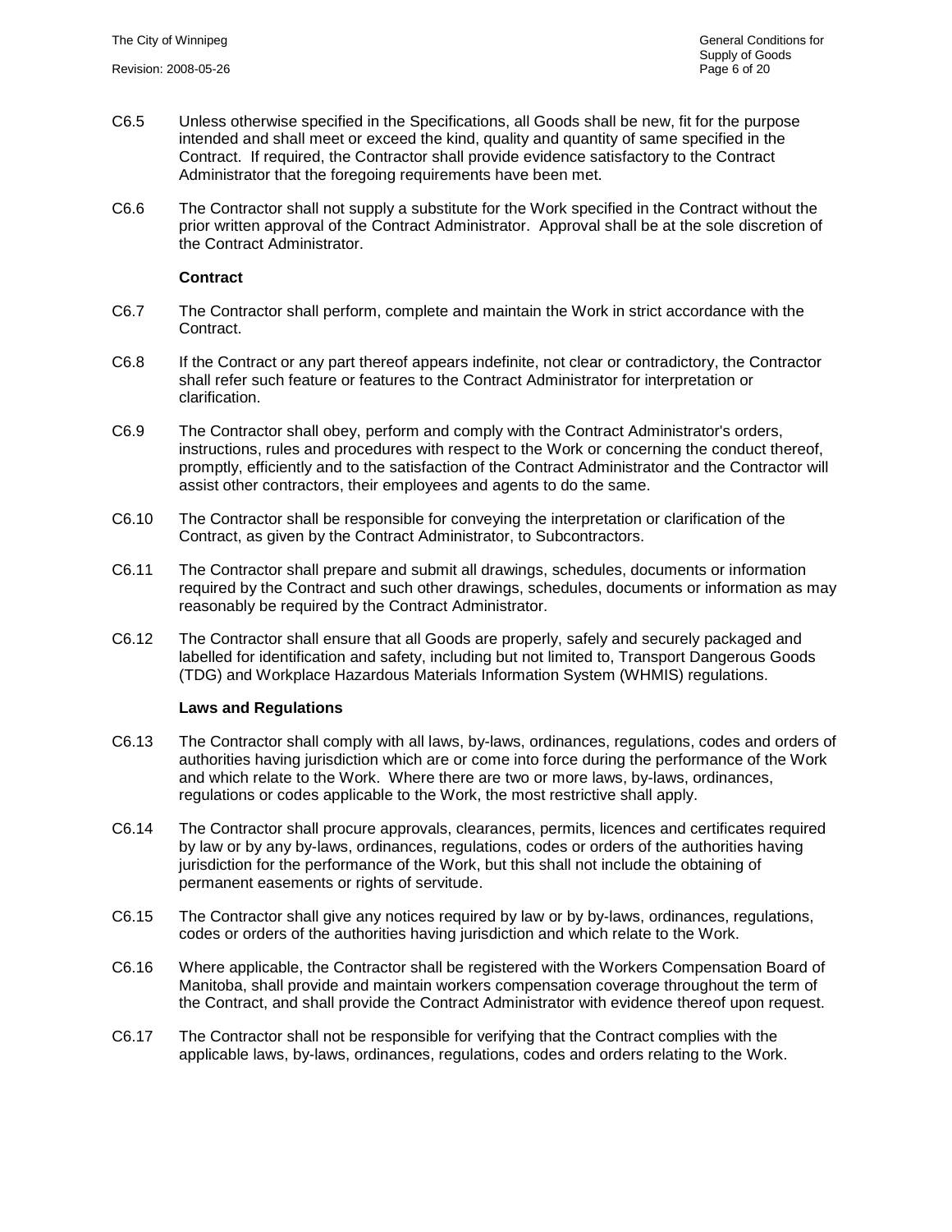C6.5 Unless otherwise specified in the Specifications, all Goods shall be new, fit for the purpose intended and shall meet or exceed the kind, quality and quantity of same specified in the Contract. If required, the Contractor shall provide evidence satisfactory to the Contract Administrator that the foregoing requirements have been met.

C6.6 The Contractor shall not supply a substitute for the Work specified in the Contract without the prior written approval of the Contract Administrator. Approval shall be at the sole discretion of the Contract Administrator.

**Contract**

C6.7 The Contractor shall perform, complete and maintain the Work in strict accordance with the Contract.

C6.8 If the Contract or any part thereof appears indefinite, not clear or contradictory, the Contractor shall refer such feature or features to the Contract Administrator for interpretation or clarification.

C6.9 The Contractor shall obey, perform and comply with the Contract Administrator's orders, instructions, rules and procedures with respect to the Work or concerning the conduct thereof, promptly, efficiently and to the satisfaction of the Contract Administrator and the Contractor will assist other contractors, their employees and agents to do the same.

C6.10 The Contractor shall be responsible for conveying the interpretation or clarification of the Contract, as given by the Contract Administrator, to Subcontractors.

C6.11 The Contractor shall prepare and submit all drawings, schedules, documents or information required by the Contract and such other drawings, schedules, documents or information as may reasonably be required by the Contract Administrator.

C6.12 The Contractor shall ensure that all Goods are properly, safely and securely packaged and labelled for identification and safety, including but not limited to, Transport Dangerous Goods (TDG) and Workplace Hazardous Materials Information System (WHMIS) regulations.

**Laws and Regulations**

C6.13 The Contractor shall comply with all laws, by-laws, ordinances, regulations, codes and orders of authorities having jurisdiction which are or come into force during the performance of the Work and which relate to the Work. Where there are two or more laws, by-laws, ordinances, regulations or codes applicable to the Work, the most restrictive shall apply.

C6.14 The Contractor shall procure approvals, clearances, permits, licences and certificates required by law or by any by-laws, ordinances, regulations, codes or orders of the authorities having jurisdiction for the performance of the Work, but this shall not include the obtaining of permanent easements or rights of servitude.

C6.15 The Contractor shall give any notices required by law or by by-laws, ordinances, regulations, codes or orders of the authorities having jurisdiction and which relate to the Work.

C6.16 Where applicable, the Contractor shall be registered with the Workers Compensation Board of Manitoba, shall provide and maintain workers compensation coverage throughout the term of the Contract, and shall provide the Contract Administrator with evidence thereof upon request.

C6.17 The Contractor shall not be responsible for verifying that the Contract complies with the applicable laws, by-laws, ordinances, regulations, codes and orders relating to the Work.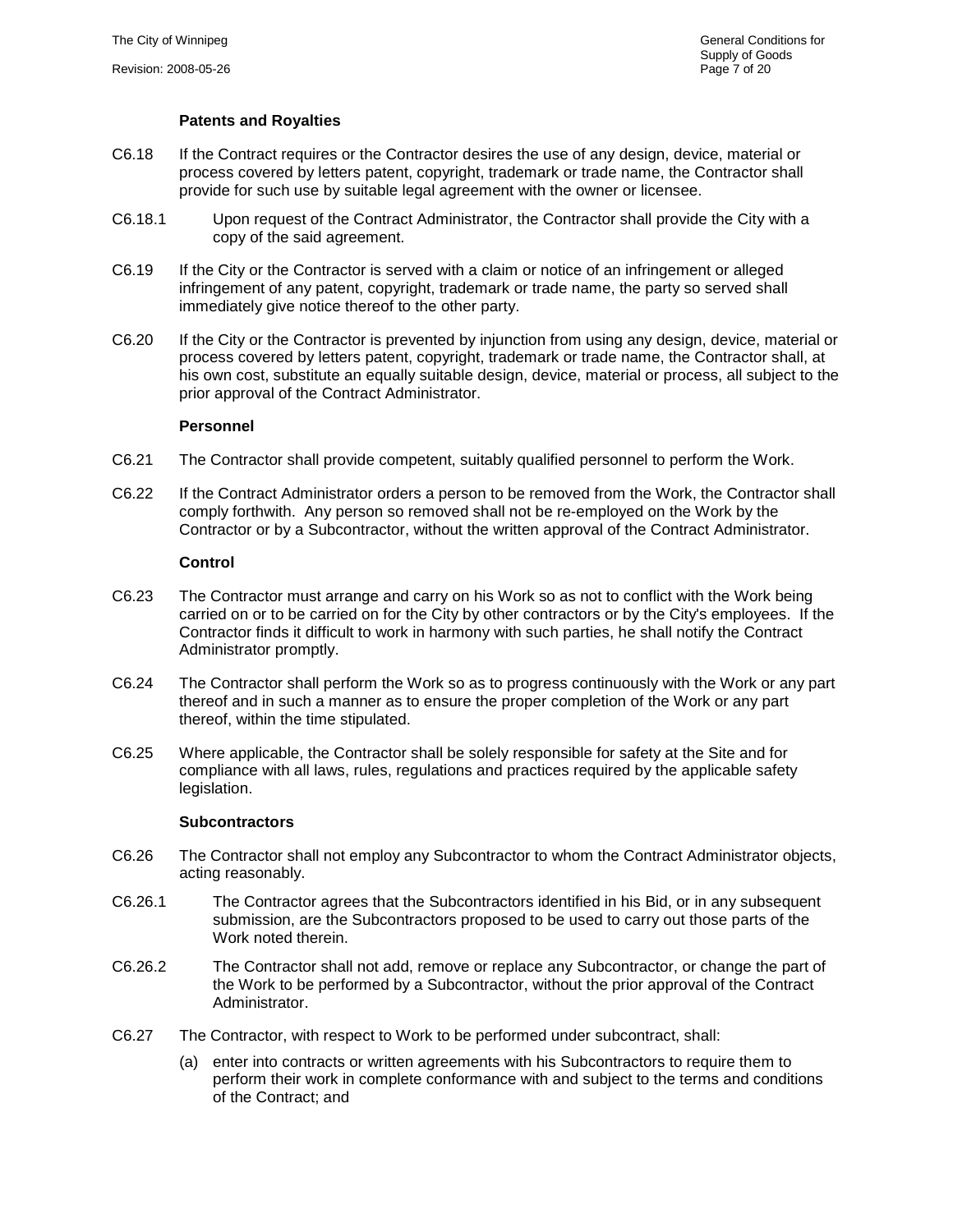### Patents and Royalties

C6.18 If the Contract requires or the Contractor desires the use of any design, device, material or process covered by letters patent, copyright, trademark or trade name, the Contractor shall provide for such use by suitable legal agreement with the owner or licensee.

C6.18.1 Upon request of the Contract Administrator, the Contractor shall provide the City with a copy of the said agreement.

C6.19 If the City or the Contractor is served with a claim or notice of an infringement or alleged infringement of any patent, copyright, trademark or trade name, the party so served shall immediately give notice thereof to the other party.

C6.20 If the City or the Contractor is prevented by injunction from using any design, device, material or process covered by letters patent, copyright, trademark or trade name, the Contractor shall, at his own cost, substitute an equally suitable design, device, material or process, all subject to the prior approval of the Contract Administrator.

### Personnel

C6.21 The Contractor shall provide competent, suitably qualified personnel to perform the Work.

C6.22 If the Contract Administrator orders a person to be removed from the Work, the Contractor shall comply forthwith. Any person so removed shall not be re-employed on the Work by the Contractor or by a Subcontractor, without the written approval of the Contract Administrator.

### Control

C6.23 The Contractor must arrange and carry on his Work so as not to conflict with the Work being carried on or to be carried on for the City by other contractors or by the City's employees. If the Contractor finds it difficult to work in harmony with such parties, he shall notify the Contract Administrator promptly.

C6.24 The Contractor shall perform the Work so as to progress continuously with the Work or any part thereof and in such a manner as to ensure the proper completion of the Work or any part thereof, within the time stipulated.

C6.25 Where applicable, the Contractor shall be solely responsible for safety at the Site and for compliance with all laws, rules, regulations and practices required by the applicable safety legislation.

### Subcontractors

C6.26 The Contractor shall not employ any Subcontractor to whom the Contract Administrator objects, acting reasonably.

C6.26.1 The Contractor agrees that the Subcontractors identified in his Bid, or in any subsequent submission, are the Subcontractors proposed to be used to carry out those parts of the Work noted therein.

C6.26.2 The Contractor shall not add, remove or replace any Subcontractor, or change the part of the Work to be performed by a Subcontractor, without the prior approval of the Contract Administrator.

C6.27 The Contractor, with respect to Work to be performed under subcontract, shall:

(a) enter into contracts or written agreements with his Subcontractors to require them to perform their work in complete conformance with and subject to the terms and conditions of the Contract; and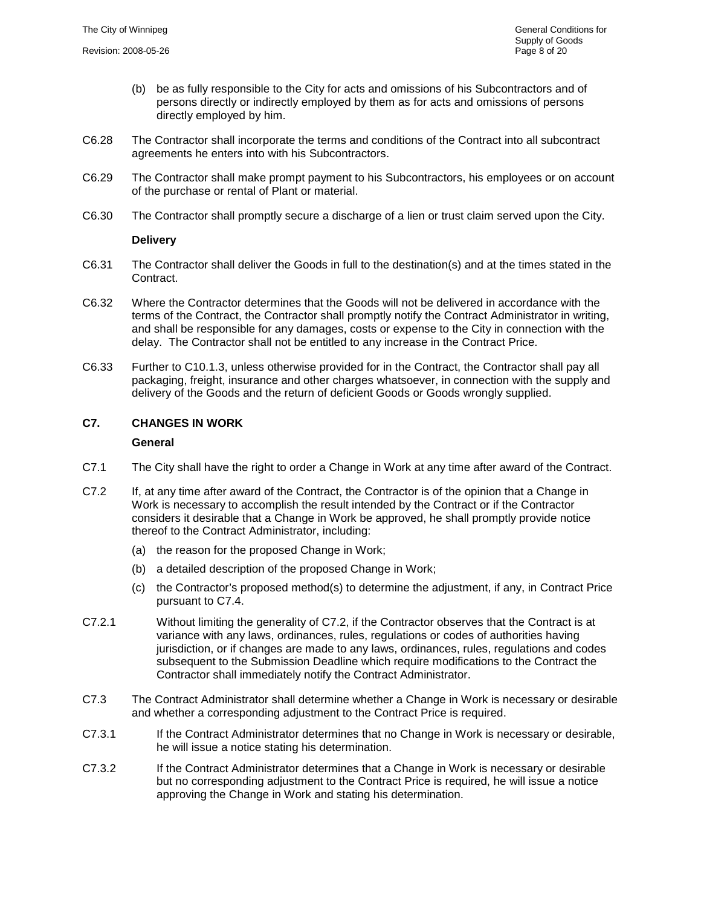(b) be as fully responsible to the City for acts and omissions of his Subcontractors and of persons directly or indirectly employed by them as for acts and omissions of persons directly employed by him.

C6.28 The Contractor shall incorporate the terms and conditions of the Contract into all subcontract agreements he enters into with his Subcontractors.

C6.29 The Contractor shall make prompt payment to his Subcontractors, his employees or on account of the purchase or rental of Plant or material.

C6.30 The Contractor shall promptly secure a discharge of a lien or trust claim served upon the City.

**Delivery**

C6.31 The Contractor shall deliver the Goods in full to the destination(s) and at the times stated in the Contract.

C6.32 Where the Contractor determines that the Goods will not be delivered in accordance with the terms of the Contract, the Contractor shall promptly notify the Contract Administrator in writing, and shall be responsible for any damages, costs or expense to the City in connection with the delay. The Contractor shall not be entitled to any increase in the Contract Price.

C6.33 Further to C10.1.3, unless otherwise provided for in the Contract, the Contractor shall pay all packaging, freight, insurance and other charges whatsoever, in connection with the supply and delivery of the Goods and the return of deficient Goods or Goods wrongly supplied.

## C7. CHANGES IN WORK

**General**

C7.1 The City shall have the right to order a Change in Work at any time after award of the Contract.

C7.2 If, at any time after award of the Contract, the Contractor is of the opinion that a Change in Work is necessary to accomplish the result intended by the Contract or if the Contractor considers it desirable that a Change in Work be approved, he shall promptly provide notice thereof to the Contract Administrator, including:

(a) the reason for the proposed Change in Work;

(b) a detailed description of the proposed Change in Work;

(c) the Contractor's proposed method(s) to determine the adjustment, if any, in Contract Price pursuant to C7.4.

C7.2.1 Without limiting the generality of C7.2, if the Contractor observes that the Contract is at variance with any laws, ordinances, rules, regulations or codes of authorities having jurisdiction, or if changes are made to any laws, ordinances, rules, regulations and codes subsequent to the Submission Deadline which require modifications to the Contract the Contractor shall immediately notify the Contract Administrator.

C7.3 The Contract Administrator shall determine whether a Change in Work is necessary or desirable and whether a corresponding adjustment to the Contract Price is required.

C7.3.1 If the Contract Administrator determines that no Change in Work is necessary or desirable, he will issue a notice stating his determination.

C7.3.2 If the Contract Administrator determines that a Change in Work is necessary or desirable but no corresponding adjustment to the Contract Price is required, he will issue a notice approving the Change in Work and stating his determination.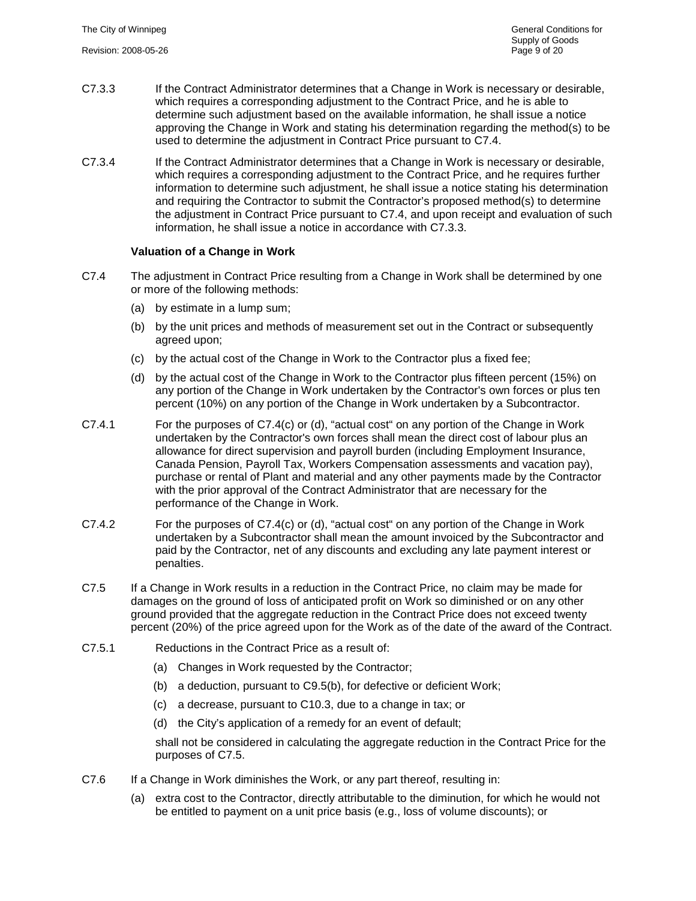C7.3.3 If the Contract Administrator determines that a Change in Work is necessary or desirable, which requires a corresponding adjustment to the Contract Price, and he is able to determine such adjustment based on the available information, he shall issue a notice approving the Change in Work and stating his determination regarding the method(s) to be used to determine the adjustment in Contract Price pursuant to C7.4.

C7.3.4 If the Contract Administrator determines that a Change in Work is necessary or desirable, which requires a corresponding adjustment to the Contract Price, and he requires further information to determine such adjustment, he shall issue a notice stating his determination and requiring the Contractor to submit the Contractor's proposed method(s) to determine the adjustment in Contract Price pursuant to C7.4, and upon receipt and evaluation of such information, he shall issue a notice in accordance with C7.3.3.

**Valuation of a Change in Work**

C7.4 The adjustment in Contract Price resulting from a Change in Work shall be determined by one or more of the following methods:

(a) by estimate in a lump sum;

(b) by the unit prices and methods of measurement set out in the Contract or subsequently agreed upon;

(c) by the actual cost of the Change in Work to the Contractor plus a fixed fee;

(d) by the actual cost of the Change in Work to the Contractor plus fifteen percent (15%) on any portion of the Change in Work undertaken by the Contractor's own forces or plus ten percent (10%) on any portion of the Change in Work undertaken by a Subcontractor.

C7.4.1 For the purposes of C7.4(c) or (d), "actual cost" on any portion of the Change in Work undertaken by the Contractor's own forces shall mean the direct cost of labour plus an allowance for direct supervision and payroll burden (including Employment Insurance, Canada Pension, Payroll Tax, Workers Compensation assessments and vacation pay), purchase or rental of Plant and material and any other payments made by the Contractor with the prior approval of the Contract Administrator that are necessary for the performance of the Change in Work.

C7.4.2 For the purposes of C7.4(c) or (d), "actual cost" on any portion of the Change in Work undertaken by a Subcontractor shall mean the amount invoiced by the Subcontractor and paid by the Contractor, net of any discounts and excluding any late payment interest or penalties.

C7.5 If a Change in Work results in a reduction in the Contract Price, no claim may be made for damages on the ground of loss of anticipated profit on Work so diminished or on any other ground provided that the aggregate reduction in the Contract Price does not exceed twenty percent (20%) of the price agreed upon for the Work as of the date of the award of the Contract.

C7.5.1 Reductions in the Contract Price as a result of:

(a) Changes in Work requested by the Contractor;

(b) a deduction, pursuant to C9.5(b), for defective or deficient Work;

(c) a decrease, pursuant to C10.3, due to a change in tax; or

(d) the City's application of a remedy for an event of default;

shall not be considered in calculating the aggregate reduction in the Contract Price for the purposes of C7.5.

C7.6 If a Change in Work diminishes the Work, or any part thereof, resulting in:

(a) extra cost to the Contractor, directly attributable to the diminution, for which he would not be entitled to payment on a unit price basis (e.g., loss of volume discounts); or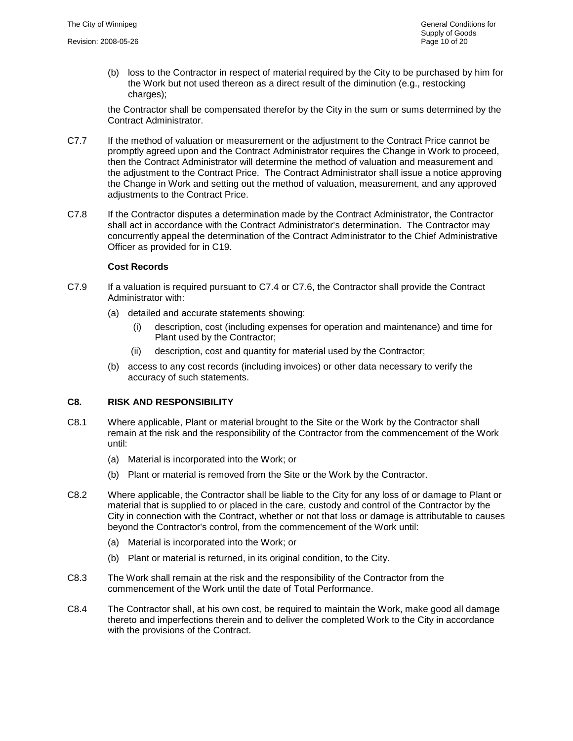(b) loss to the Contractor in respect of material required by the City to be purchased by him for the Work but not used thereon as a direct result of the diminution (e.g., restocking charges);

the Contractor shall be compensated therefor by the City in the sum or sums determined by the Contract Administrator.

C7.7 If the method of valuation or measurement or the adjustment to the Contract Price cannot be promptly agreed upon and the Contract Administrator requires the Change in Work to proceed, then the Contract Administrator will determine the method of valuation and measurement and the adjustment to the Contract Price. The Contract Administrator shall issue a notice approving the Change in Work and setting out the method of valuation, measurement, and any approved adjustments to the Contract Price.

C7.8 If the Contractor disputes a determination made by the Contract Administrator, the Contractor shall act in accordance with the Contract Administrator's determination. The Contractor may concurrently appeal the determination of the Contract Administrator to the Chief Administrative Officer as provided for in C19.

**Cost Records**

C7.9 If a valuation is required pursuant to C7.4 or C7.6, the Contractor shall provide the Contract Administrator with:

(a) detailed and accurate statements showing:
   - (i) description, cost (including expenses for operation and maintenance) and time for Plant used by the Contractor;
   - (ii) description, cost and quantity for material used by the Contractor;

(b) access to any cost records (including invoices) or other data necessary to verify the accuracy of such statements.

## C8. RISK AND RESPONSIBILITY

C8.1 Where applicable, Plant or material brought to the Site or the Work by the Contractor shall remain at the risk and the responsibility of the Contractor from the commencement of the Work until:

(a) Material is incorporated into the Work; or

(b) Plant or material is removed from the Site or the Work by the Contractor.

C8.2 Where applicable, the Contractor shall be liable to the City for any loss of or damage to Plant or material that is supplied to or placed in the care, custody and control of the Contractor by the City in connection with the Contract, whether or not that loss or damage is attributable to causes beyond the Contractor's control, from the commencement of the Work until:

(a) Material is incorporated into the Work; or

(b) Plant or material is returned, in its original condition, to the City.

C8.3 The Work shall remain at the risk and the responsibility of the Contractor from the commencement of the Work until the date of Total Performance.

C8.4 The Contractor shall, at his own cost, be required to maintain the Work, make good all damage thereto and imperfections therein and to deliver the completed Work to the City in accordance with the provisions of the Contract.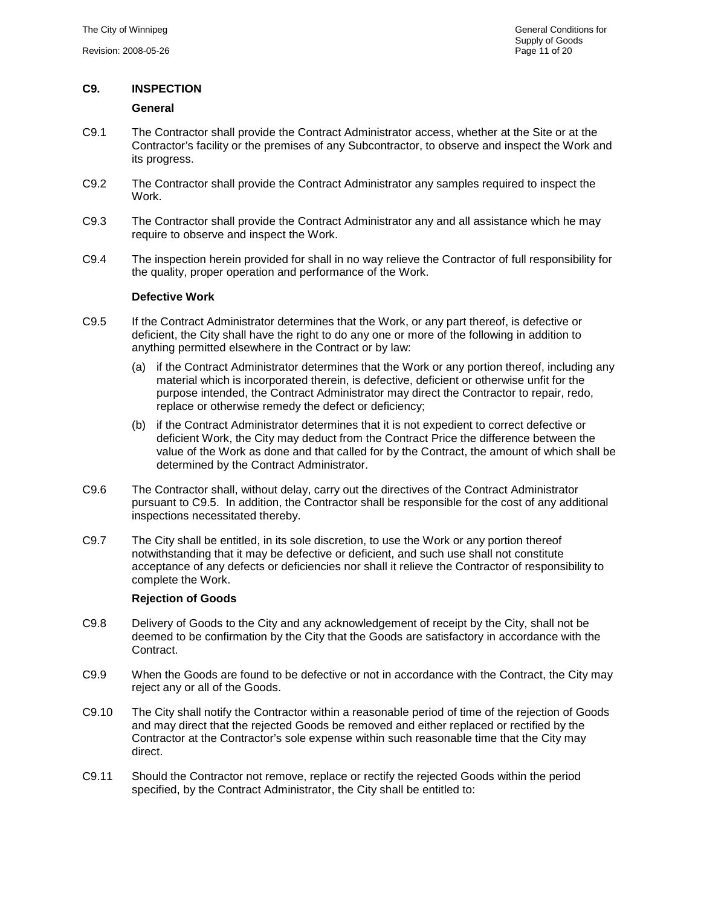## C9. INSPECTION

### General

C9.1 The Contractor shall provide the Contract Administrator access, whether at the Site or at the Contractor's facility or the premises of any Subcontractor, to observe and inspect the Work and its progress.

C9.2 The Contractor shall provide the Contract Administrator any samples required to inspect the Work.

C9.3 The Contractor shall provide the Contract Administrator any and all assistance which he may require to observe and inspect the Work.

C9.4 The inspection herein provided for shall in no way relieve the Contractor of full responsibility for the quality, proper operation and performance of the Work.

### Defective Work

C9.5 If the Contract Administrator determines that the Work, or any part thereof, is defective or deficient, the City shall have the right to do any one or more of the following in addition to anything permitted elsewhere in the Contract or by law:

(a) if the Contract Administrator determines that the Work or any portion thereof, including any material which is incorporated therein, is defective, deficient or otherwise unfit for the purpose intended, the Contract Administrator may direct the Contractor to repair, redo, replace or otherwise remedy the defect or deficiency;

(b) if the Contract Administrator determines that it is not expedient to correct defective or deficient Work, the City may deduct from the Contract Price the difference between the value of the Work as done and that called for by the Contract, the amount of which shall be determined by the Contract Administrator.

C9.6 The Contractor shall, without delay, carry out the directives of the Contract Administrator pursuant to C9.5. In addition, the Contractor shall be responsible for the cost of any additional inspections necessitated thereby.

C9.7 The City shall be entitled, in its sole discretion, to use the Work or any portion thereof notwithstanding that it may be defective or deficient, and such use shall not constitute acceptance of any defects or deficiencies nor shall it relieve the Contractor of responsibility to complete the Work.

### Rejection of Goods

C9.8 Delivery of Goods to the City and any acknowledgement of receipt by the City, shall not be deemed to be confirmation by the City that the Goods are satisfactory in accordance with the Contract.

C9.9 When the Goods are found to be defective or not in accordance with the Contract, the City may reject any or all of the Goods.

C9.10 The City shall notify the Contractor within a reasonable period of time of the rejection of Goods and may direct that the rejected Goods be removed and either replaced or rectified by the Contractor at the Contractor's sole expense within such reasonable time that the City may direct.

C9.11 Should the Contractor not remove, replace or rectify the rejected Goods within the period specified, by the Contract Administrator, the City shall be entitled to: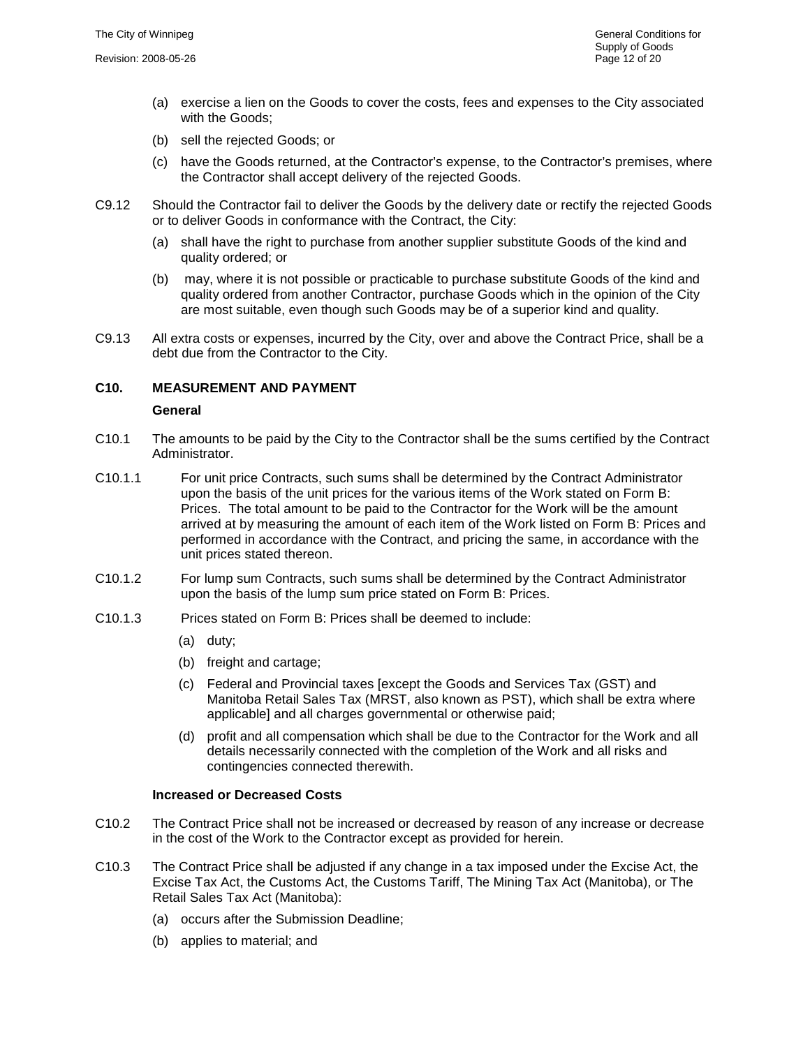(a) exercise a lien on the Goods to cover the costs, fees and expenses to the City associated with the Goods;

(b) sell the rejected Goods; or

(c) have the Goods returned, at the Contractor's expense, to the Contractor's premises, where the Contractor shall accept delivery of the rejected Goods.

C9.12 Should the Contractor fail to deliver the Goods by the delivery date or rectify the rejected Goods or to deliver Goods in conformance with the Contract, the City:

(a) shall have the right to purchase from another supplier substitute Goods of the kind and quality ordered; or

(b) may, where it is not possible or practicable to purchase substitute Goods of the kind and quality ordered from another Contractor, purchase Goods which in the opinion of the City are most suitable, even though such Goods may be of a superior kind and quality.

C9.13 All extra costs or expenses, incurred by the City, over and above the Contract Price, shall be a debt due from the Contractor to the City.

## C10. MEASUREMENT AND PAYMENT

### General

C10.1 The amounts to be paid by the City to the Contractor shall be the sums certified by the Contract Administrator.

C10.1.1 For unit price Contracts, such sums shall be determined by the Contract Administrator upon the basis of the unit prices for the various items of the Work stated on Form B: Prices. The total amount to be paid to the Contractor for the Work will be the amount arrived at by measuring the amount of each item of the Work listed on Form B: Prices and performed in accordance with the Contract, and pricing the same, in accordance with the unit prices stated thereon.

C10.1.2 For lump sum Contracts, such sums shall be determined by the Contract Administrator upon the basis of the lump sum price stated on Form B: Prices.

C10.1.3 Prices stated on Form B: Prices shall be deemed to include:

(a) duty;

(b) freight and cartage;

(c) Federal and Provincial taxes [except the Goods and Services Tax (GST) and Manitoba Retail Sales Tax (MRST, also known as PST), which shall be extra where applicable] and all charges governmental or otherwise paid;

(d) profit and all compensation which shall be due to the Contractor for the Work and all details necessarily connected with the completion of the Work and all risks and contingencies connected therewith.

### Increased or Decreased Costs

C10.2 The Contract Price shall not be increased or decreased by reason of any increase or decrease in the cost of the Work to the Contractor except as provided for herein.

C10.3 The Contract Price shall be adjusted if any change in a tax imposed under the Excise Act, the Excise Tax Act, the Customs Act, the Customs Tariff, The Mining Tax Act (Manitoba), or The Retail Sales Tax Act (Manitoba):

(a) occurs after the Submission Deadline;

(b) applies to material; and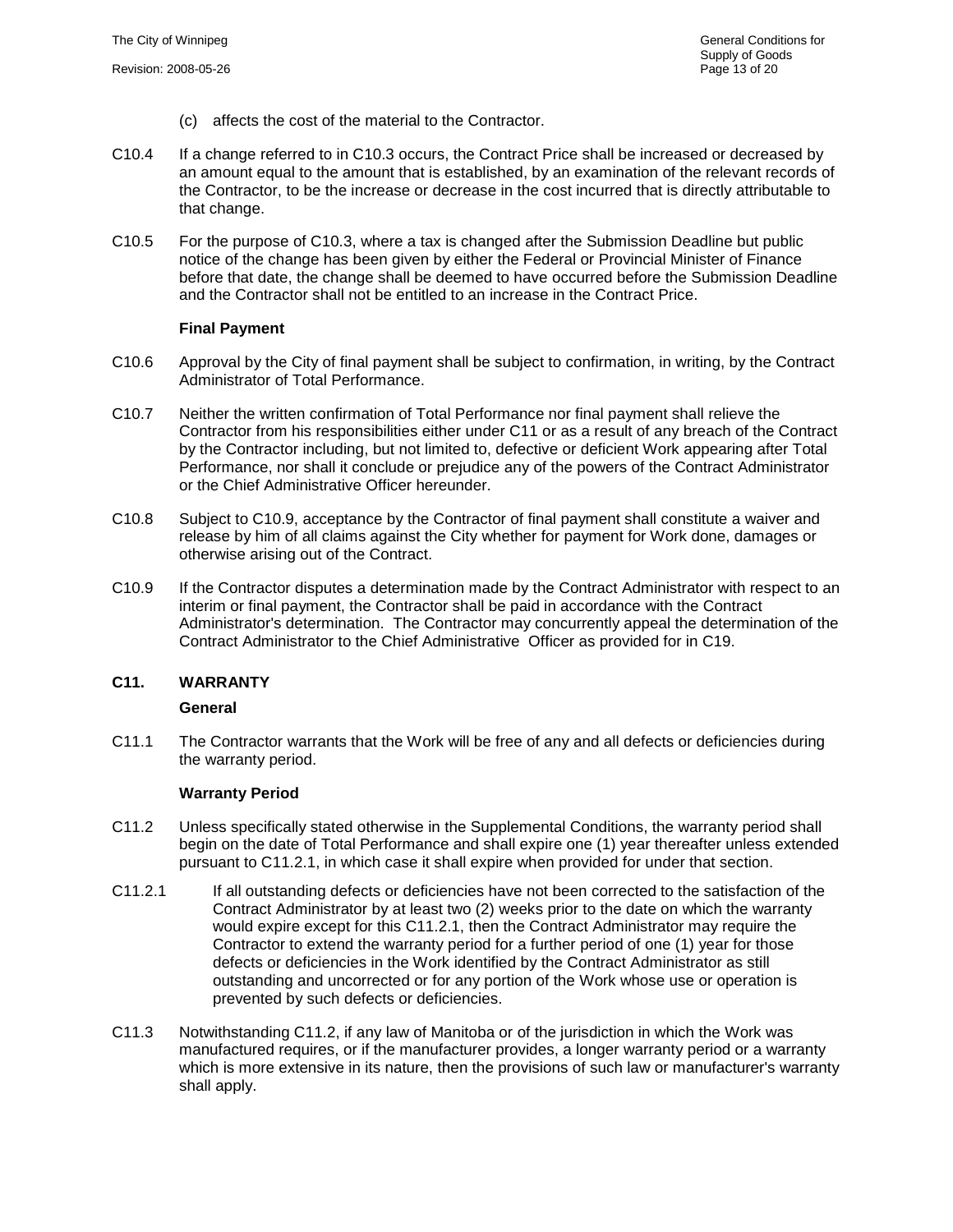(c) affects the cost of the material to the Contractor.

C10.4 If a change referred to in C10.3 occurs, the Contract Price shall be increased or decreased by an amount equal to the amount that is established, by an examination of the relevant records of the Contractor, to be the increase or decrease in the cost incurred that is directly attributable to that change.

C10.5 For the purpose of C10.3, where a tax is changed after the Submission Deadline but public notice of the change has been given by either the Federal or Provincial Minister of Finance before that date, the change shall be deemed to have occurred before the Submission Deadline and the Contractor shall not be entitled to an increase in the Contract Price.

**Final Payment**

C10.6 Approval by the City of final payment shall be subject to confirmation, in writing, by the Contract Administrator of Total Performance.

C10.7 Neither the written confirmation of Total Performance nor final payment shall relieve the Contractor from his responsibilities either under C11 or as a result of any breach of the Contract by the Contractor including, but not limited to, defective or deficient Work appearing after Total Performance, nor shall it conclude or prejudice any of the powers of the Contract Administrator or the Chief Administrative Officer hereunder.

C10.8 Subject to C10.9, acceptance by the Contractor of final payment shall constitute a waiver and release by him of all claims against the City whether for payment for Work done, damages or otherwise arising out of the Contract.

C10.9 If the Contractor disputes a determination made by the Contract Administrator with respect to an interim or final payment, the Contractor shall be paid in accordance with the Contract Administrator's determination. The Contractor may concurrently appeal the determination of the Contract Administrator to the Chief Administrative Officer as provided for in C19.

## C11. WARRANTY

**General**

C11.1 The Contractor warrants that the Work will be free of any and all defects or deficiencies during the warranty period.

**Warranty Period**

C11.2 Unless specifically stated otherwise in the Supplemental Conditions, the warranty period shall begin on the date of Total Performance and shall expire one (1) year thereafter unless extended pursuant to C11.2.1, in which case it shall expire when provided for under that section.

C11.2.1 If all outstanding defects or deficiencies have not been corrected to the satisfaction of the Contract Administrator by at least two (2) weeks prior to the date on which the warranty would expire except for this C11.2.1, then the Contract Administrator may require the Contractor to extend the warranty period for a further period of one (1) year for those defects or deficiencies in the Work identified by the Contract Administrator as still outstanding and uncorrected or for any portion of the Work whose use or operation is prevented by such defects or deficiencies.

C11.3 Notwithstanding C11.2, if any law of Manitoba or of the jurisdiction in which the Work was manufactured requires, or if the manufacturer provides, a longer warranty period or a warranty which is more extensive in its nature, then the provisions of such law or manufacturer's warranty shall apply.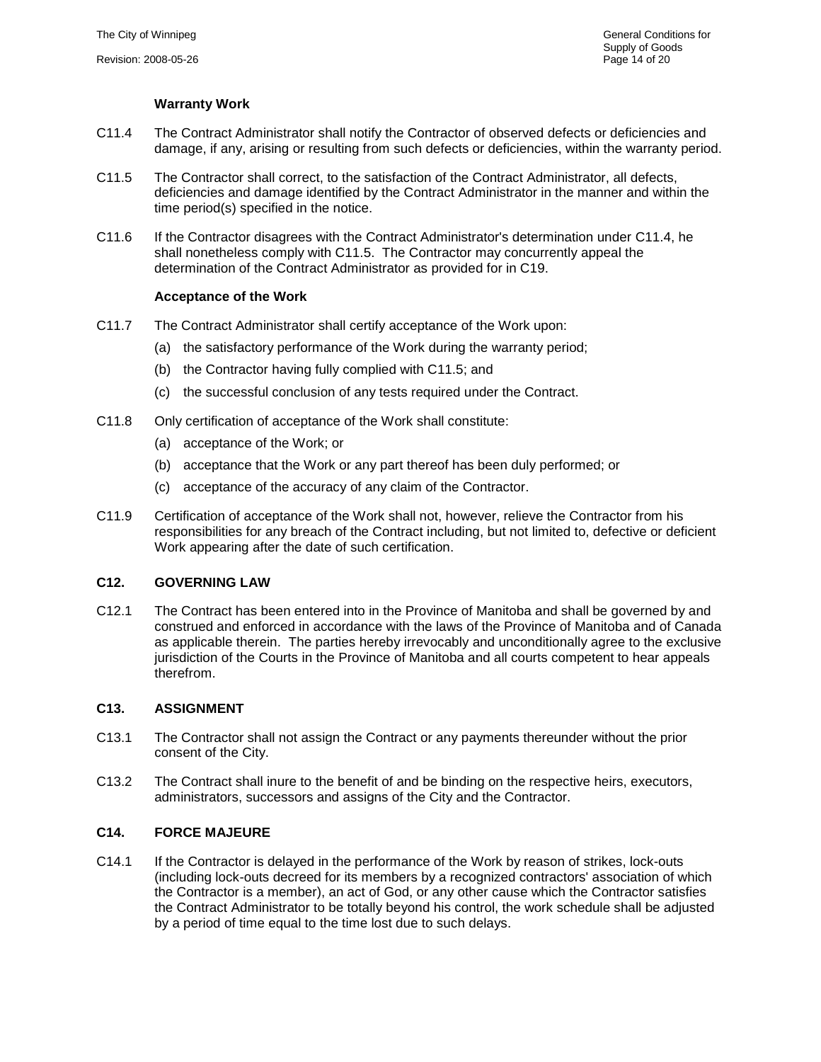**Warranty Work**

C11.4 The Contract Administrator shall notify the Contractor of observed defects or deficiencies and damage, if any, arising or resulting from such defects or deficiencies, within the warranty period.

C11.5 The Contractor shall correct, to the satisfaction of the Contract Administrator, all defects, deficiencies and damage identified by the Contract Administrator in the manner and within the time period(s) specified in the notice.

C11.6 If the Contractor disagrees with the Contract Administrator's determination under C11.4, he shall nonetheless comply with C11.5. The Contractor may concurrently appeal the determination of the Contract Administrator as provided for in C19.

**Acceptance of the Work**

C11.7 The Contract Administrator shall certify acceptance of the Work upon:

(a) the satisfactory performance of the Work during the warranty period;

(b) the Contractor having fully complied with C11.5; and

(c) the successful conclusion of any tests required under the Contract.

C11.8 Only certification of acceptance of the Work shall constitute:

(a) acceptance of the Work; or

(b) acceptance that the Work or any part thereof has been duly performed; or

(c) acceptance of the accuracy of any claim of the Contractor.

C11.9 Certification of acceptance of the Work shall not, however, relieve the Contractor from his responsibilities for any breach of the Contract including, but not limited to, defective or deficient Work appearing after the date of such certification.

## C12. GOVERNING LAW

C12.1 The Contract has been entered into in the Province of Manitoba and shall be governed by and construed and enforced in accordance with the laws of the Province of Manitoba and of Canada as applicable therein. The parties hereby irrevocably and unconditionally agree to the exclusive jurisdiction of the Courts in the Province of Manitoba and all courts competent to hear appeals therefrom.

## C13. ASSIGNMENT

C13.1 The Contractor shall not assign the Contract or any payments thereunder without the prior consent of the City.

C13.2 The Contract shall inure to the benefit of and be binding on the respective heirs, executors, administrators, successors and assigns of the City and the Contractor.

## C14. FORCE MAJEURE

C14.1 If the Contractor is delayed in the performance of the Work by reason of strikes, lock-outs (including lock-outs decreed for its members by a recognized contractors' association of which the Contractor is a member), an act of God, or any other cause which the Contractor satisfies the Contract Administrator to be totally beyond his control, the work schedule shall be adjusted by a period of time equal to the time lost due to such delays.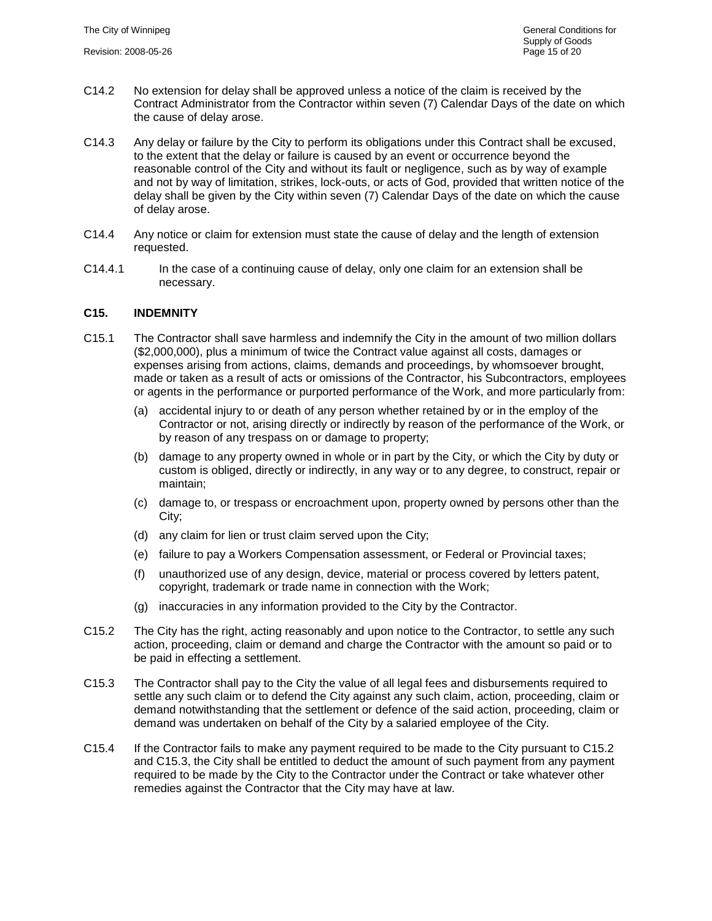C14.2 No extension for delay shall be approved unless a notice of the claim is received by the Contract Administrator from the Contractor within seven (7) Calendar Days of the date on which the cause of delay arose.

C14.3 Any delay or failure by the City to perform its obligations under this Contract shall be excused, to the extent that the delay or failure is caused by an event or occurrence beyond the reasonable control of the City and without its fault or negligence, such as by way of example and not by way of limitation, strikes, lock-outs, or acts of God, provided that written notice of the delay shall be given by the City within seven (7) Calendar Days of the date on which the cause of delay arose.

C14.4 Any notice or claim for extension must state the cause of delay and the length of extension requested.

C14.4.1 In the case of a continuing cause of delay, only one claim for an extension shall be necessary.

## C15. INDEMNITY

C15.1 The Contractor shall save harmless and indemnify the City in the amount of two million dollars ($2,000,000), plus a minimum of twice the Contract value against all costs, damages or expenses arising from actions, claims, demands and proceedings, by whomsoever brought, made or taken as a result of acts or omissions of the Contractor, his Subcontractors, employees or agents in the performance or purported performance of the Work, and more particularly from:

- (a) accidental injury to or death of any person whether retained by or in the employ of the Contractor or not, arising directly or indirectly by reason of the performance of the Work, or by reason of any trespass on or damage to property;
- (b) damage to any property owned in whole or in part by the City, or which the City by duty or custom is obliged, directly or indirectly, in any way or to any degree, to construct, repair or maintain;
- (c) damage to, or trespass or encroachment upon, property owned by persons other than the City;
- (d) any claim for lien or trust claim served upon the City;
- (e) failure to pay a Workers Compensation assessment, or Federal or Provincial taxes;
- (f) unauthorized use of any design, device, material or process covered by letters patent, copyright, trademark or trade name in connection with the Work;
- (g) inaccuracies in any information provided to the City by the Contractor.

C15.2 The City has the right, acting reasonably and upon notice to the Contractor, to settle any such action, proceeding, claim or demand and charge the Contractor with the amount so paid or to be paid in effecting a settlement.

C15.3 The Contractor shall pay to the City the value of all legal fees and disbursements required to settle any such claim or to defend the City against any such claim, action, proceeding, claim or demand notwithstanding that the settlement or defence of the said action, proceeding, claim or demand was undertaken on behalf of the City by a salaried employee of the City.

C15.4 If the Contractor fails to make any payment required to be made to the City pursuant to C15.2 and C15.3, the City shall be entitled to deduct the amount of such payment from any payment required to be made by the City to the Contractor under the Contract or take whatever other remedies against the Contractor that the City may have at law.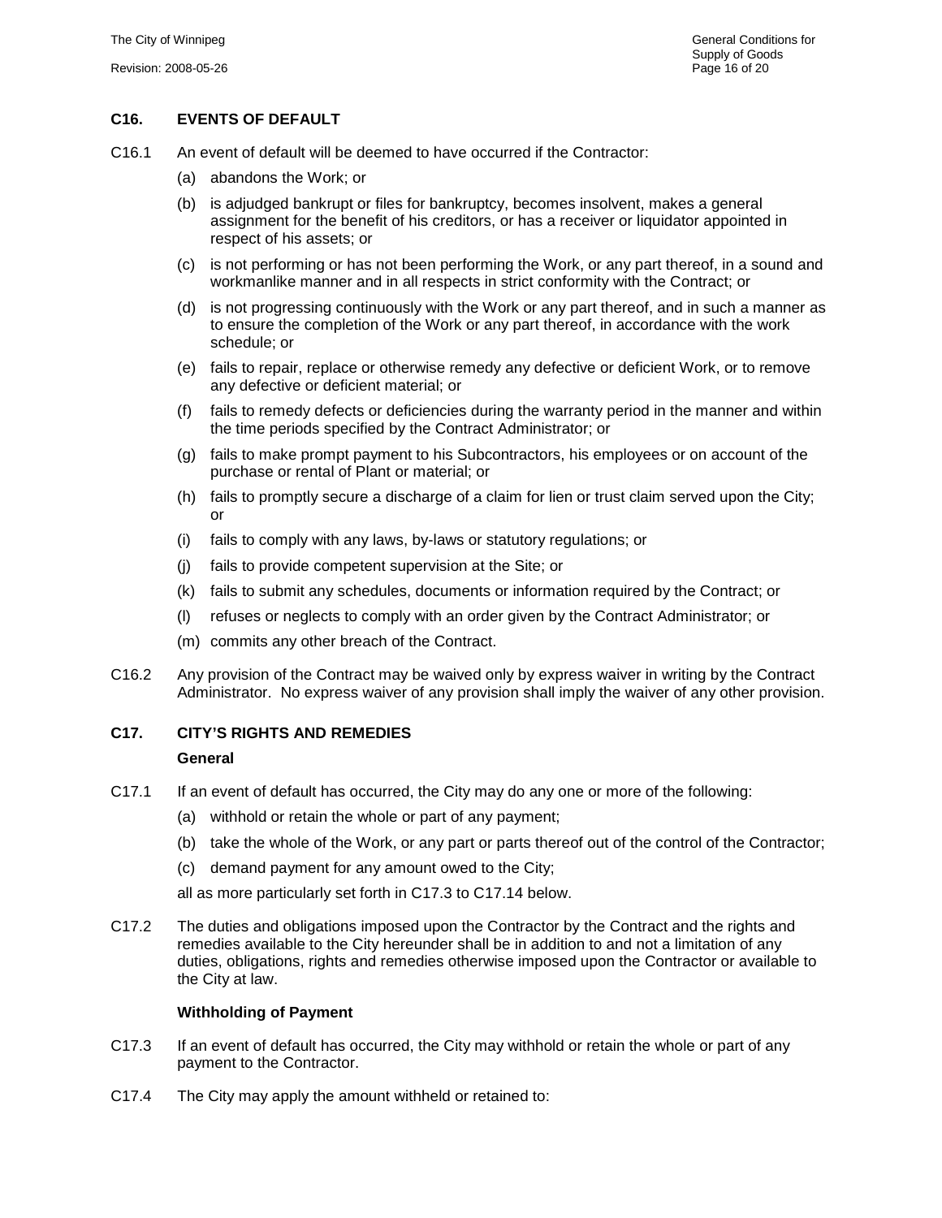## C16. EVENTS OF DEFAULT

C16.1 An event of default will be deemed to have occurred if the Contractor:

(a) abandons the Work; or

(b) is adjudged bankrupt or files for bankruptcy, becomes insolvent, makes a general assignment for the benefit of his creditors, or has a receiver or liquidator appointed in respect of his assets; or

(c) is not performing or has not been performing the Work, or any part thereof, in a sound and workmanlike manner and in all respects in strict conformity with the Contract; or

(d) is not progressing continuously with the Work or any part thereof, and in such a manner as to ensure the completion of the Work or any part thereof, in accordance with the work schedule; or

(e) fails to repair, replace or otherwise remedy any defective or deficient Work, or to remove any defective or deficient material; or

(f) fails to remedy defects or deficiencies during the warranty period in the manner and within the time periods specified by the Contract Administrator; or

(g) fails to make prompt payment to his Subcontractors, his employees or on account of the purchase or rental of Plant or material; or

(h) fails to promptly secure a discharge of a claim for lien or trust claim served upon the City; or

(i) fails to comply with any laws, by-laws or statutory regulations; or

(j) fails to provide competent supervision at the Site; or

(k) fails to submit any schedules, documents or information required by the Contract; or

(l) refuses or neglects to comply with an order given by the Contract Administrator; or

(m) commits any other breach of the Contract.

C16.2 Any provision of the Contract may be waived only by express waiver in writing by the Contract Administrator. No express waiver of any provision shall imply the waiver of any other provision.

## C17. CITY'S RIGHTS AND REMEDIES

**General**

C17.1 If an event of default has occurred, the City may do any one or more of the following:

(a) withhold or retain the whole or part of any payment;

(b) take the whole of the Work, or any part or parts thereof out of the control of the Contractor;

(c) demand payment for any amount owed to the City;

all as more particularly set forth in C17.3 to C17.14 below.

C17.2 The duties and obligations imposed upon the Contractor by the Contract and the rights and remedies available to the City hereunder shall be in addition to and not a limitation of any duties, obligations, rights and remedies otherwise imposed upon the Contractor or available to the City at law.

**Withholding of Payment**

C17.3 If an event of default has occurred, the City may withhold or retain the whole or part of any payment to the Contractor.

C17.4 The City may apply the amount withheld or retained to: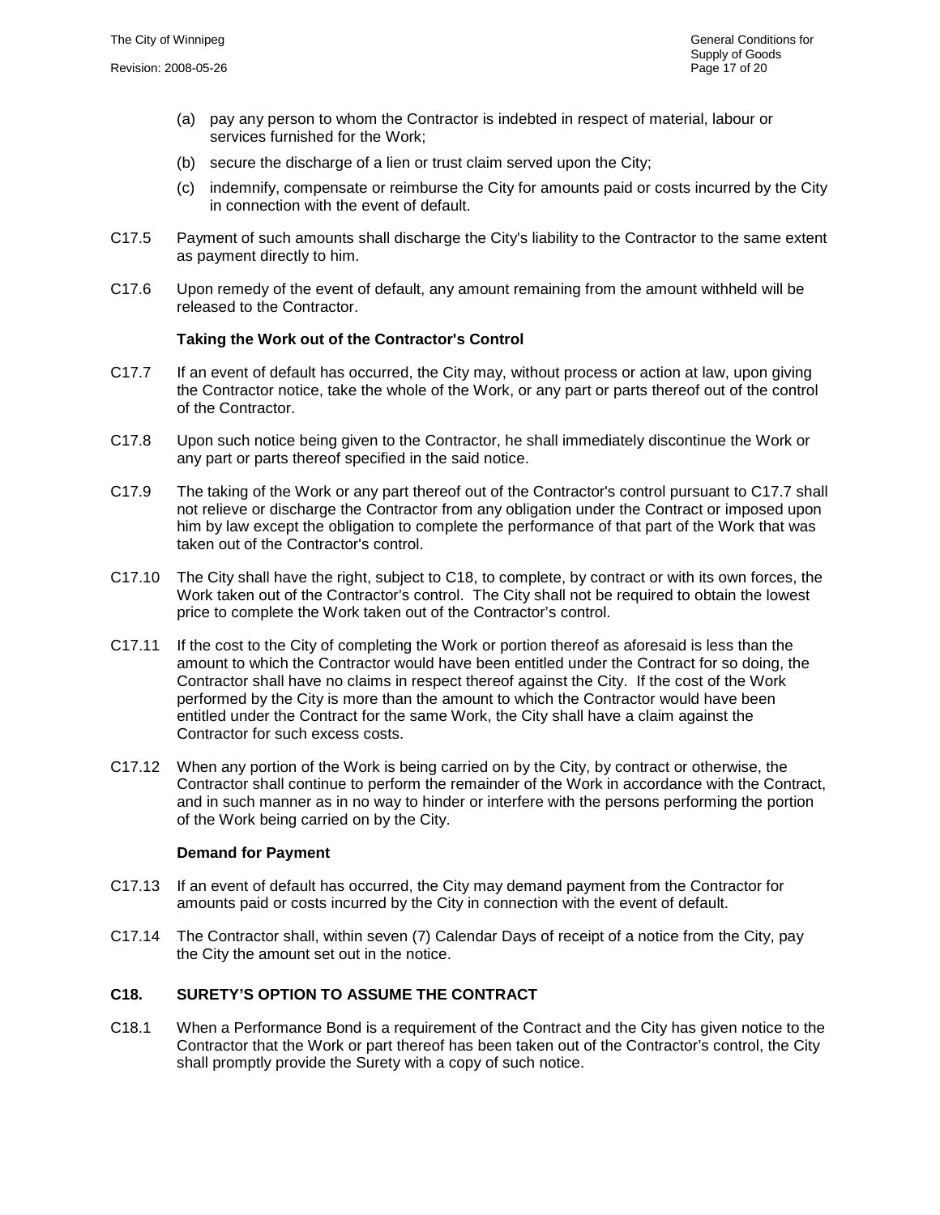- (a) pay any person to whom the Contractor is indebted in respect of material, labour or services furnished for the Work;
- (b) secure the discharge of a lien or trust claim served upon the City;
- (c) indemnify, compensate or reimburse the City for amounts paid or costs incurred by the City in connection with the event of default.

C17.5 Payment of such amounts shall discharge the City's liability to the Contractor to the same extent as payment directly to him.

C17.6 Upon remedy of the event of default, any amount remaining from the amount withheld will be released to the Contractor.

**Taking the Work out of the Contractor's Control**

C17.7 If an event of default has occurred, the City may, without process or action at law, upon giving the Contractor notice, take the whole of the Work, or any part or parts thereof out of the control of the Contractor.

C17.8 Upon such notice being given to the Contractor, he shall immediately discontinue the Work or any part or parts thereof specified in the said notice.

C17.9 The taking of the Work or any part thereof out of the Contractor's control pursuant to C17.7 shall not relieve or discharge the Contractor from any obligation under the Contract or imposed upon him by law except the obligation to complete the performance of that part of the Work that was taken out of the Contractor's control.

C17.10 The City shall have the right, subject to C18, to complete, by contract or with its own forces, the Work taken out of the Contractor's control. The City shall not be required to obtain the lowest price to complete the Work taken out of the Contractor's control.

C17.11 If the cost to the City of completing the Work or portion thereof as aforesaid is less than the amount to which the Contractor would have been entitled under the Contract for so doing, the Contractor shall have no claims in respect thereof against the City. If the cost of the Work performed by the City is more than the amount to which the Contractor would have been entitled under the Contract for the same Work, the City shall have a claim against the Contractor for such excess costs.

C17.12 When any portion of the Work is being carried on by the City, by contract or otherwise, the Contractor shall continue to perform the remainder of the Work in accordance with the Contract, and in such manner as in no way to hinder or interfere with the persons performing the portion of the Work being carried on by the City.

**Demand for Payment**

C17.13 If an event of default has occurred, the City may demand payment from the Contractor for amounts paid or costs incurred by the City in connection with the event of default.

C17.14 The Contractor shall, within seven (7) Calendar Days of receipt of a notice from the City, pay the City the amount set out in the notice.

## C18. SURETY'S OPTION TO ASSUME THE CONTRACT

C18.1 When a Performance Bond is a requirement of the Contract and the City has given notice to the Contractor that the Work or part thereof has been taken out of the Contractor's control, the City shall promptly provide the Surety with a copy of such notice.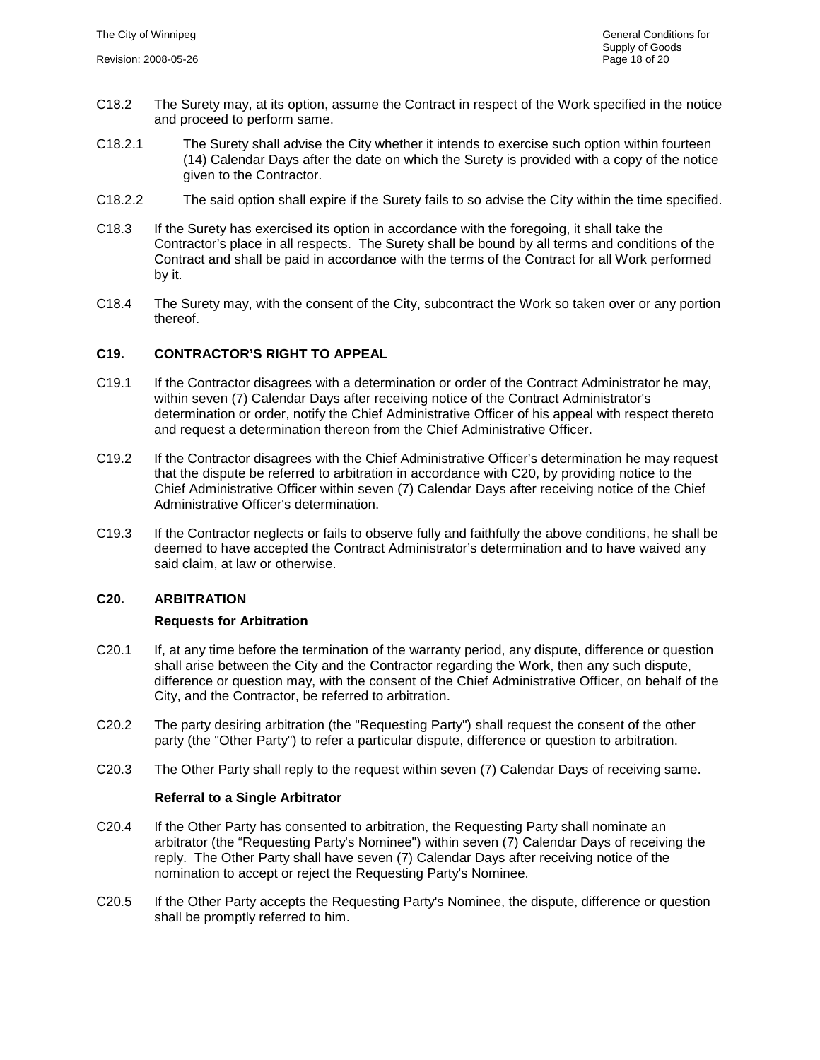C18.2 The Surety may, at its option, assume the Contract in respect of the Work specified in the notice and proceed to perform same.

C18.2.1 The Surety shall advise the City whether it intends to exercise such option within fourteen (14) Calendar Days after the date on which the Surety is provided with a copy of the notice given to the Contractor.

C18.2.2 The said option shall expire if the Surety fails to so advise the City within the time specified.

C18.3 If the Surety has exercised its option in accordance with the foregoing, it shall take the Contractor's place in all respects. The Surety shall be bound by all terms and conditions of the Contract and shall be paid in accordance with the terms of the Contract for all Work performed by it.

C18.4 The Surety may, with the consent of the City, subcontract the Work so taken over or any portion thereof.

## C19. CONTRACTOR'S RIGHT TO APPEAL

C19.1 If the Contractor disagrees with a determination or order of the Contract Administrator he may, within seven (7) Calendar Days after receiving notice of the Contract Administrator's determination or order, notify the Chief Administrative Officer of his appeal with respect thereto and request a determination thereon from the Chief Administrative Officer.

C19.2 If the Contractor disagrees with the Chief Administrative Officer's determination he may request that the dispute be referred to arbitration in accordance with C20, by providing notice to the Chief Administrative Officer within seven (7) Calendar Days after receiving notice of the Chief Administrative Officer's determination.

C19.3 If the Contractor neglects or fails to observe fully and faithfully the above conditions, he shall be deemed to have accepted the Contract Administrator's determination and to have waived any said claim, at law or otherwise.

## C20. ARBITRATION

### Requests for Arbitration

C20.1 If, at any time before the termination of the warranty period, any dispute, difference or question shall arise between the City and the Contractor regarding the Work, then any such dispute, difference or question may, with the consent of the Chief Administrative Officer, on behalf of the City, and the Contractor, be referred to arbitration.

C20.2 The party desiring arbitration (the "Requesting Party") shall request the consent of the other party (the "Other Party") to refer a particular dispute, difference or question to arbitration.

C20.3 The Other Party shall reply to the request within seven (7) Calendar Days of receiving same.

### Referral to a Single Arbitrator

C20.4 If the Other Party has consented to arbitration, the Requesting Party shall nominate an arbitrator (the "Requesting Party's Nominee") within seven (7) Calendar Days of receiving the reply. The Other Party shall have seven (7) Calendar Days after receiving notice of the nomination to accept or reject the Requesting Party's Nominee.

C20.5 If the Other Party accepts the Requesting Party's Nominee, the dispute, difference or question shall be promptly referred to him.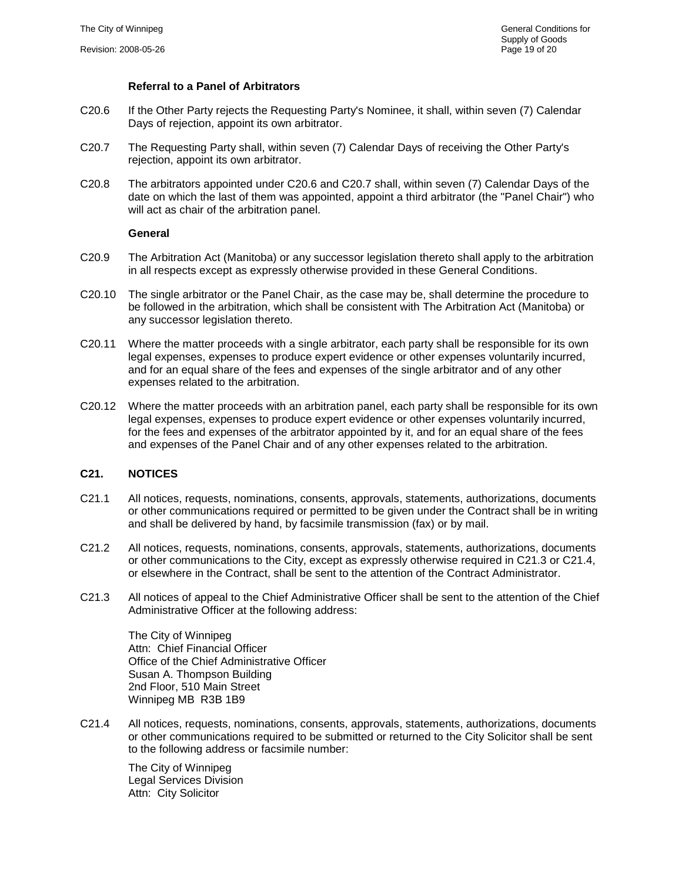**Referral to a Panel of Arbitrators**

C20.6 If the Other Party rejects the Requesting Party's Nominee, it shall, within seven (7) Calendar Days of rejection, appoint its own arbitrator.

C20.7 The Requesting Party shall, within seven (7) Calendar Days of receiving the Other Party's rejection, appoint its own arbitrator.

C20.8 The arbitrators appointed under C20.6 and C20.7 shall, within seven (7) Calendar Days of the date on which the last of them was appointed, appoint a third arbitrator (the "Panel Chair") who will act as chair of the arbitration panel.

**General**

C20.9 The Arbitration Act (Manitoba) or any successor legislation thereto shall apply to the arbitration in all respects except as expressly otherwise provided in these General Conditions.

C20.10 The single arbitrator or the Panel Chair, as the case may be, shall determine the procedure to be followed in the arbitration, which shall be consistent with The Arbitration Act (Manitoba) or any successor legislation thereto.

C20.11 Where the matter proceeds with a single arbitrator, each party shall be responsible for its own legal expenses, expenses to produce expert evidence or other expenses voluntarily incurred, and for an equal share of the fees and expenses of the single arbitrator and of any other expenses related to the arbitration.

C20.12 Where the matter proceeds with an arbitration panel, each party shall be responsible for its own legal expenses, expenses to produce expert evidence or other expenses voluntarily incurred, for the fees and expenses of the arbitrator appointed by it, and for an equal share of the fees and expenses of the Panel Chair and of any other expenses related to the arbitration.

## C21. NOTICES

C21.1 All notices, requests, nominations, consents, approvals, statements, authorizations, documents or other communications required or permitted to be given under the Contract shall be in writing and shall be delivered by hand, by facsimile transmission (fax) or by mail.

C21.2 All notices, requests, nominations, consents, approvals, statements, authorizations, documents or other communications to the City, except as expressly otherwise required in C21.3 or C21.4, or elsewhere in the Contract, shall be sent to the attention of the Contract Administrator.

C21.3 All notices of appeal to the Chief Administrative Officer shall be sent to the attention of the Chief Administrative Officer at the following address:

The City of Winnipeg
Attn: Chief Financial Officer
Office of the Chief Administrative Officer
Susan A. Thompson Building
2nd Floor, 510 Main Street
Winnipeg MB R3B 1B9

C21.4 All notices, requests, nominations, consents, approvals, statements, authorizations, documents or other communications required to be submitted or returned to the City Solicitor shall be sent to the following address or facsimile number:

The City of Winnipeg
Legal Services Division
Attn: City Solicitor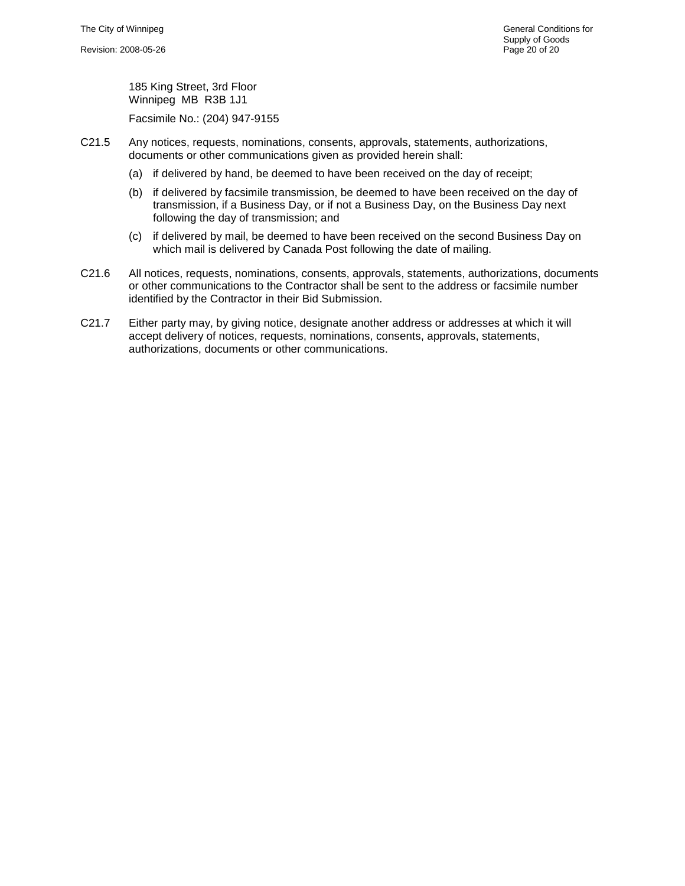185 King Street, 3rd Floor
Winnipeg MB R3B 1J1

Facsimile No.: (204) 947-9155

C21.5 Any notices, requests, nominations, consents, approvals, statements, authorizations, documents or other communications given as provided herein shall:

(a) if delivered by hand, be deemed to have been received on the day of receipt;

(b) if delivered by facsimile transmission, be deemed to have been received on the day of transmission, if a Business Day, or if not a Business Day, on the Business Day next following the day of transmission; and

(c) if delivered by mail, be deemed to have been received on the second Business Day on which mail is delivered by Canada Post following the date of mailing.

C21.6 All notices, requests, nominations, consents, approvals, statements, authorizations, documents or other communications to the Contractor shall be sent to the address or facsimile number identified by the Contractor in their Bid Submission.

C21.7 Either party may, by giving notice, designate another address or addresses at which it will accept delivery of notices, requests, nominations, consents, approvals, statements, authorizations, documents or other communications.